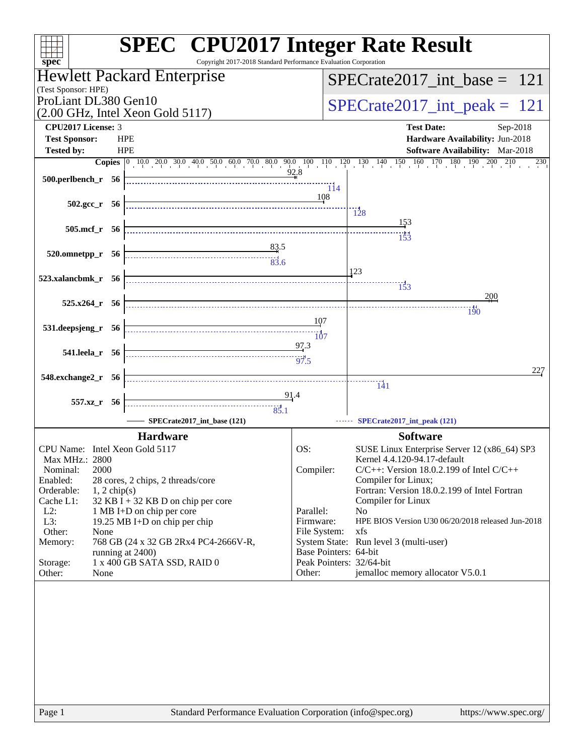# SPEC CPU2017 Integer Rate Result

Copyright 2017-2018 Standard Performance Evaluation Corporation

**Hewlett Packard Enterprise**
(Test Sponsor: HPE)
ProLiant DL380 Gen10
(2.00 GHz, Intel Xeon Gold 5117)

**SPECrate2017_int_base = 121**

**SPECrate2017_int_peak = 121**

| | | | |
|---|---|---|---|
| **CPU2017 License:** | 3 | **Test Date:** | Sep-2018 |
| **Test Sponsor:** | HPE | **Hardware Availability:** | Jun-2018 |
| **Tested by:** | HPE | **Software Availability:** | Mar-2018 |

| Benchmark | Copies | SPECrate2017_int_base (121) | SPECrate2017_int_peak (121) |
|---|---|---|---|
| 500.perlbench_r | 56 | 92.8 | 114 |
| 502.gcc_r | 56 | 108 | 128 |
| 505.mcf_r | 56 | 153 | 153 |
| 520.omnetpp_r | 56 | 83.5 | 83.6 |
| 523.xalancbmk_r | 56 | 123 | 153 |
| 525.x264_r | 56 | 200 | 190 |
| 531.deepsjeng_r | 56 | 107 | 107 |
| 541.leela_r | 56 | 97.3 | 97.5 |
| 548.exchange2_r | 56 | 227 | 141 |
| 557.xz_r | 56 | 91.4 | 85.1 |

## Hardware

| | |
|---|---|
| CPU Name: | Intel Xeon Gold 5117 |
| Max MHz.: | 2800 |
| Nominal: | 2000 |
| Enabled: | 28 cores, 2 chips, 2 threads/core |
| Orderable: | 1, 2 chip(s) |
| Cache L1: | 32 KB I + 32 KB D on chip per core |
| L2: | 1 MB I+D on chip per core |
| L3: | 19.25 MB I+D on chip per chip |
| Other: | None |
| Memory: | 768 GB (24 x 32 GB 2Rx4 PC4-2666V-R, running at 2400) |
| Storage: | 1 x 400 GB SATA SSD, RAID 0 |
| Other: | None |

## Software

| | |
|---|---|
| OS: | SUSE Linux Enterprise Server 12 (x86_64) SP3 Kernel 4.4.120-94.17-default |
| Compiler: | C/C++: Version 18.0.2.199 of Intel C/C++ Compiler for Linux; Fortran: Version 18.0.2.199 of Intel Fortran Compiler for Linux |
| Parallel: | No |
| Firmware: | HPE BIOS Version U30 06/20/2018 released Jun-2018 |
| File System: | xfs |
| System State: | Run level 3 (multi-user) |
| Base Pointers: | 64-bit |
| Peak Pointers: | 32/64-bit |
| Other: | jemalloc memory allocator V5.0.1 |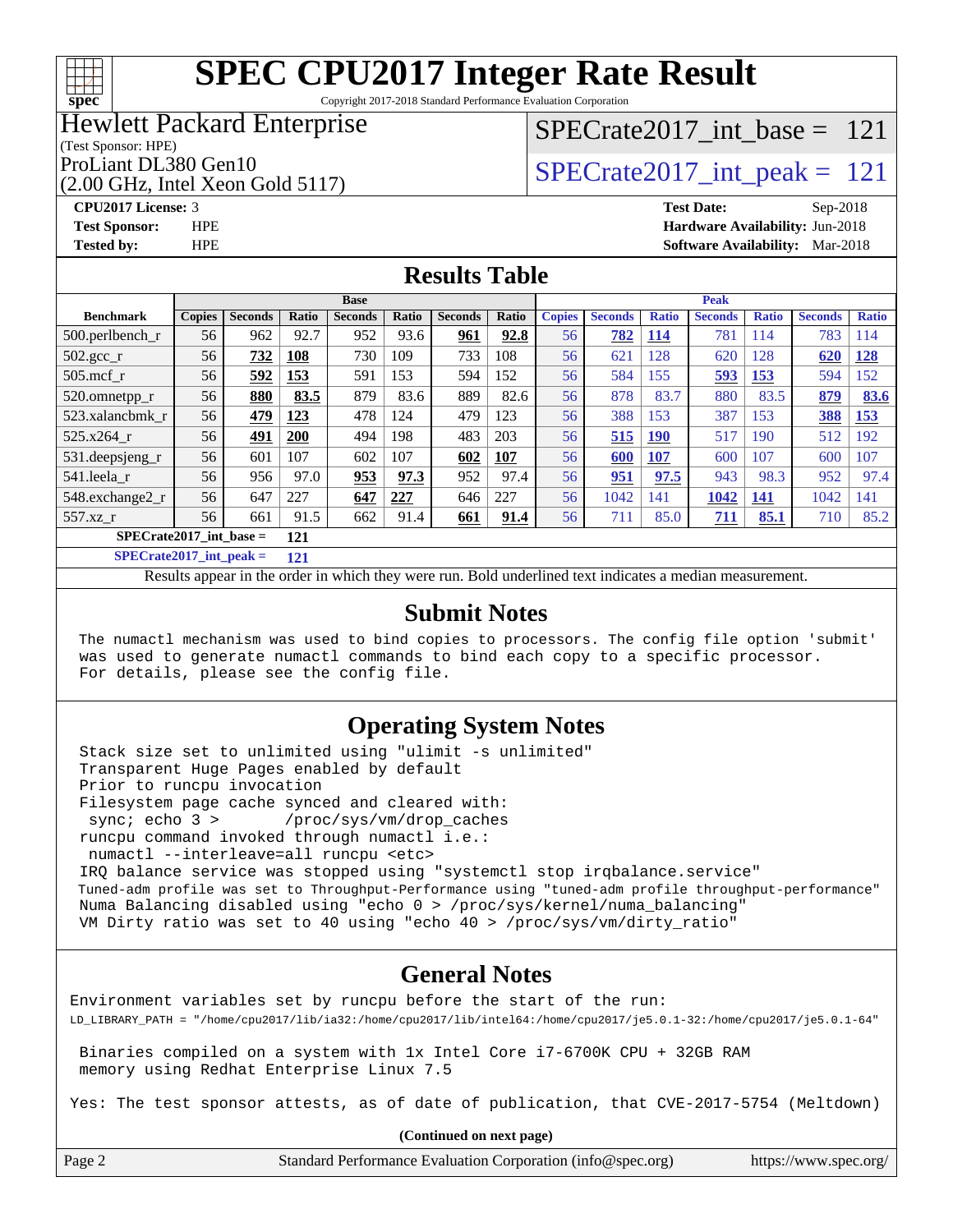# SPEC CPU2017 Integer Rate Result

Copyright 2017-2018 Standard Performance Evaluation Corporation

**Hewlett Packard Enterprise**
(Test Sponsor: HPE)
ProLiant DL380 Gen10
(2.00 GHz, Intel Xeon Gold 5117)

SPECrate2017_int_base = 121

SPECrate2017_int_peak = 121

**CPU2017 License:** 3
**Test Sponsor:** HPE
**Tested by:** HPE

**Test Date:** Sep-2018
**Hardware Availability:** Jun-2018
**Software Availability:** Mar-2018

## Results Table

| | Base | | | | | | | Peak | | | | | | |
|---|---|---|---|---|---|---|---|---|---|---|---|---|---|---|
| **Benchmark** | **Copies** | **Seconds** | **Ratio** | **Seconds** | **Ratio** | **Seconds** | **Ratio** | **Copies** | **Seconds** | **Ratio** | **Seconds** | **Ratio** | **Seconds** | **Ratio** |
| 500.perlbench_r | 56 | 962 | 92.7 | 952 | 93.6 | **961** | **92.8** | 56 | **782** | **114** | 781 | 114 | 783 | 114 |
| 502.gcc_r | 56 | **732** | **108** | 730 | 109 | 733 | 108 | 56 | 621 | 128 | 620 | 128 | **620** | **128** |
| 505.mcf_r | 56 | **592** | **153** | 591 | 153 | 594 | 152 | 56 | 584 | 155 | **593** | **153** | 594 | 152 |
| 520.omnetpp_r | 56 | **880** | **83.5** | 879 | 83.6 | 889 | 82.6 | 56 | 878 | 83.7 | 880 | 83.5 | **879** | **83.6** |
| 523.xalancbmk_r | 56 | **479** | **123** | 478 | 124 | 479 | 123 | 56 | 388 | 153 | 387 | 153 | **388** | **153** |
| 525.x264_r | 56 | **491** | **200** | 494 | 198 | 483 | 203 | 56 | **515** | **190** | 517 | 190 | 512 | 192 |
| 531.deepsjeng_r | 56 | 601 | 107 | 602 | 107 | **602** | **107** | 56 | **600** | **107** | 600 | 107 | 600 | 107 |
| 541.leela_r | 56 | 956 | 97.0 | **953** | **97.3** | 952 | 97.4 | 56 | **951** | **97.5** | 943 | 98.3 | 952 | 97.4 |
| 548.exchange2_r | 56 | 647 | 227 | **647** | **227** | 646 | 227 | 56 | 1042 | 141 | **1042** | **141** | 1042 | 141 |
| 557.xz_r | 56 | 661 | 91.5 | 662 | 91.4 | **661** | **91.4** | 56 | 711 | 85.0 | **711** | **85.1** | 710 | 85.2 |

**SPECrate2017_int_base = 121**

**SPECrate2017_int_peak = 121**

Results appear in the order in which they were run. Bold underlined text indicates a median measurement.

## Submit Notes

```
The numactl mechanism was used to bind copies to processors. The config file option 'submit'
was used to generate numactl commands to bind each copy to a specific processor.
For details, please see the config file.
```

## Operating System Notes

```
Stack size set to unlimited using "ulimit -s unlimited"
Transparent Huge Pages enabled by default
Prior to runcpu invocation
Filesystem page cache synced and cleared with:
 sync; echo 3 >       /proc/sys/vm/drop_caches
runcpu command invoked through numactl i.e.:
 numactl --interleave=all runcpu <etc>
IRQ balance service was stopped using "systemctl stop irqbalance.service"
Tuned-adm profile was set to Throughput-Performance using "tuned-adm profile throughput-performance"
Numa Balancing disabled using "echo 0 > /proc/sys/kernel/numa_balancing"
VM Dirty ratio was set to 40 using "echo 40 > /proc/sys/vm/dirty_ratio"
```

## General Notes

```
Environment variables set by runcpu before the start of the run:
LD_LIBRARY_PATH = "/home/cpu2017/lib/ia32:/home/cpu2017/lib/intel64:/home/cpu2017/je5.0.1-32:/home/cpu2017/je5.0.1-64"

 Binaries compiled on a system with 1x Intel Core i7-6700K CPU + 32GB RAM
 memory using Redhat Enterprise Linux 7.5

Yes: The test sponsor attests, as of date of publication, that CVE-2017-5754 (Meltdown)
```

**(Continued on next page)**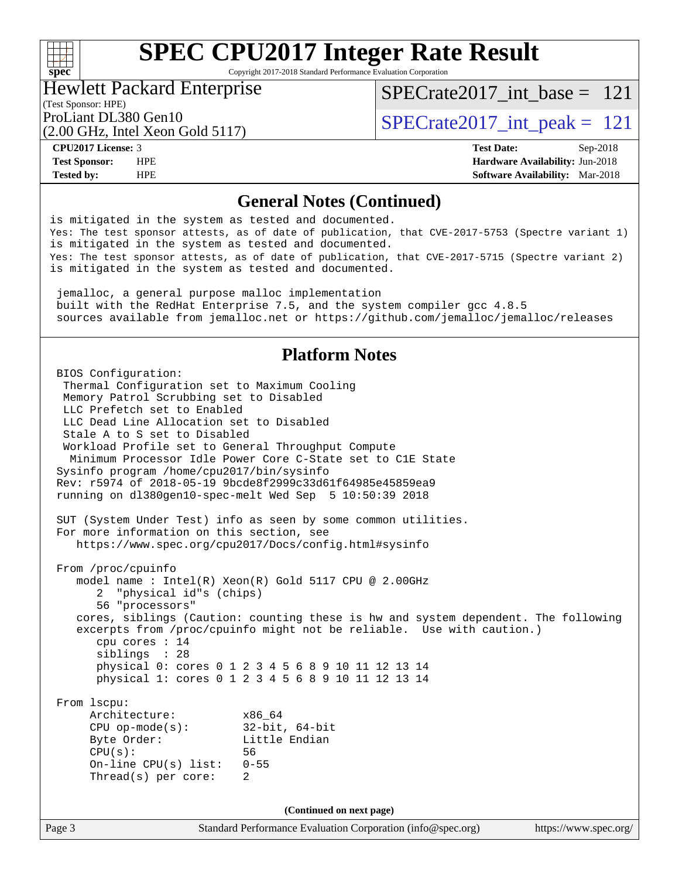# SPEC CPU2017 Integer Rate Result

Copyright 2017-2018 Standard Performance Evaluation Corporation

**Hewlett Packard Enterprise**
(Test Sponsor: HPE)
ProLiant DL380 Gen10
(2.00 GHz, Intel Xeon Gold 5117)

SPECrate2017_int_base = 121
SPECrate2017_int_peak = 121

**CPU2017 License:** 3
**Test Sponsor:** HPE
**Tested by:** HPE

**Test Date:** Sep-2018
**Hardware Availability:** Jun-2018
**Software Availability:** Mar-2018

## General Notes (Continued)

```
is mitigated in the system as tested and documented.
Yes: The test sponsor attests, as of date of publication, that CVE-2017-5753 (Spectre variant 1)
is mitigated in the system as tested and documented.
Yes: The test sponsor attests, as of date of publication, that CVE-2017-5715 (Spectre variant 2)
is mitigated in the system as tested and documented.

 jemalloc, a general purpose malloc implementation
 built with the RedHat Enterprise 7.5, and the system compiler gcc 4.8.5
 sources available from jemalloc.net or https://github.com/jemalloc/jemalloc/releases
```

## Platform Notes

```
 BIOS Configuration:
  Thermal Configuration set to Maximum Cooling
  Memory Patrol Scrubbing set to Disabled
  LLC Prefetch set to Enabled
  LLC Dead Line Allocation set to Disabled
  Stale A to S set to Disabled
  Workload Profile set to General Throughput Compute
   Minimum Processor Idle Power Core C-State set to C1E State
 Sysinfo program /home/cpu2017/bin/sysinfo
 Rev: r5974 of 2018-05-19 9bcde8f2999c33d61f64985e45859ea9
 running on dl380gen10-spec-melt Wed Sep  5 10:50:39 2018

 SUT (System Under Test) info as seen by some common utilities.
 For more information on this section, see
    https://www.spec.org/cpu2017/Docs/config.html#sysinfo

 From /proc/cpuinfo
    model name : Intel(R) Xeon(R) Gold 5117 CPU @ 2.00GHz
       2  "physical id"s (chips)
       56 "processors"
    cores, siblings (Caution: counting these is hw and system dependent. The following
    excerpts from /proc/cpuinfo might not be reliable.  Use with caution.)
       cpu cores : 14
       siblings  : 28
       physical 0: cores 0 1 2 3 4 5 6 8 9 10 11 12 13 14
       physical 1: cores 0 1 2 3 4 5 6 8 9 10 11 12 13 14

 From lscpu:
      Architecture:          x86_64
      CPU op-mode(s):        32-bit, 64-bit
      Byte Order:            Little Endian
      CPU(s):                56
      On-line CPU(s) list:   0-55
      Thread(s) per core:    2
```

**(Continued on next page)**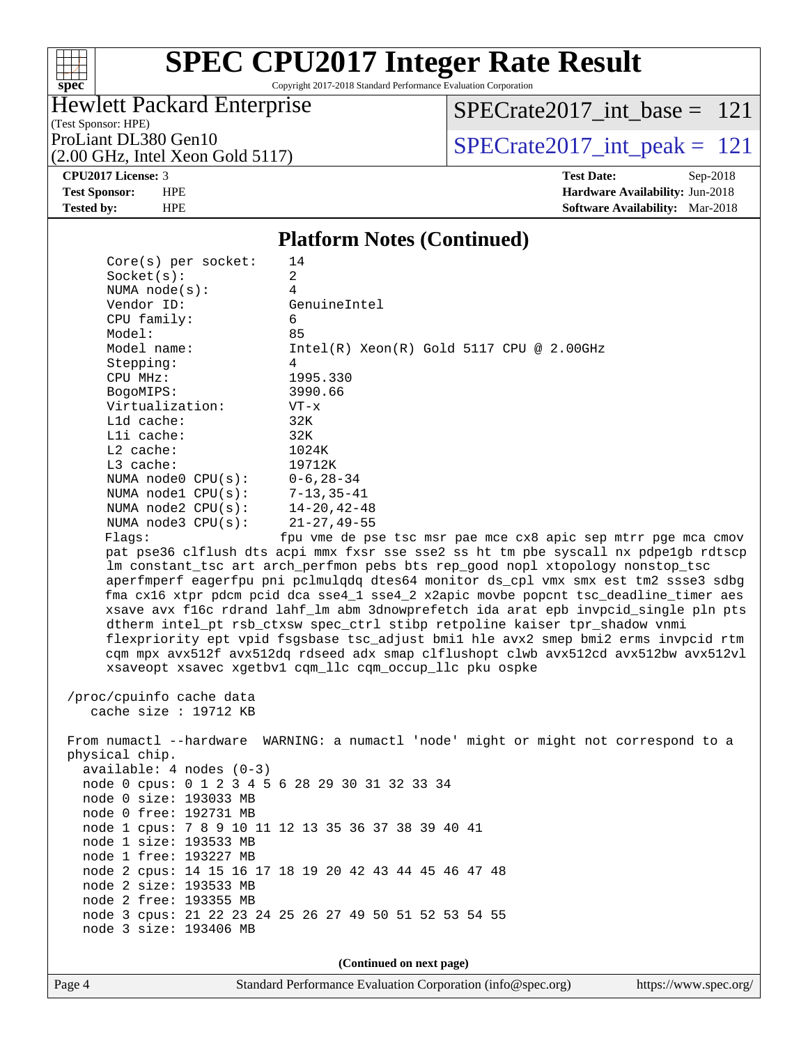# SPEC CPU2017 Integer Rate Result

Copyright 2017-2018 Standard Performance Evaluation Corporation

**Hewlett Packard Enterprise**
(Test Sponsor: HPE)
ProLiant DL380 Gen10
(2.00 GHz, Intel Xeon Gold 5117)

SPECrate2017_int_base = 121

SPECrate2017_int_peak = 121

**CPU2017 License:** 3
**Test Sponsor:** HPE
**Tested by:** HPE

**Test Date:** Sep-2018
**Hardware Availability:** Jun-2018
**Software Availability:** Mar-2018

## Platform Notes (Continued)

```
    Core(s) per socket:    14
    Socket(s):             2
    NUMA node(s):          4
    Vendor ID:             GenuineIntel
    CPU family:            6
    Model:                 85
    Model name:            Intel(R) Xeon(R) Gold 5117 CPU @ 2.00GHz
    Stepping:              4
    CPU MHz:               1995.330
    BogoMIPS:              3990.66
    Virtualization:        VT-x
    L1d cache:             32K
    L1i cache:             32K
    L2 cache:              1024K
    L3 cache:              19712K
    NUMA node0 CPU(s):     0-6,28-34
    NUMA node1 CPU(s):     7-13,35-41
    NUMA node2 CPU(s):     14-20,42-48
    NUMA node3 CPU(s):     21-27,49-55
    Flags:                 fpu vme de pse tsc msr pae mce cx8 apic sep mtrr pge mca cmov
    pat pse36 clflush dts acpi mmx fxsr sse sse2 ss ht tm pbe syscall nx pdpe1gb rdtscp
    lm constant_tsc art arch_perfmon pebs bts rep_good nopl xtopology nonstop_tsc
    aperfmperf eagerfpu pni pclmulqdq dtes64 monitor ds_cpl vmx smx est tm2 ssse3 sdbg
    fma cx16 xtpr pdcm pcid dca sse4_1 sse4_2 x2apic movbe popcnt tsc_deadline_timer aes
    xsave avx f16c rdrand lahf_lm abm 3dnowprefetch ida arat epb invpcid_single pln pts
    dtherm intel_pt rsb_ctxsw spec_ctrl stibp retpoline kaiser tpr_shadow vnmi
    flexpriority ept vpid fsgsbase tsc_adjust bmi1 hle avx2 smep bmi2 erms invpcid rtm
    cqm mpx avx512f avx512dq rdseed adx smap clflushopt clwb avx512cd avx512bw avx512vl
    xsaveopt xsavec xgetbv1 cqm_llc cqm_occup_llc pku ospke

 /proc/cpuinfo cache data
    cache size : 19712 KB

 From numactl --hardware  WARNING: a numactl 'node' might or might not correspond to a
 physical chip.
   available: 4 nodes (0-3)
   node 0 cpus: 0 1 2 3 4 5 6 28 29 30 31 32 33 34
   node 0 size: 193033 MB
   node 0 free: 192731 MB
   node 1 cpus: 7 8 9 10 11 12 13 35 36 37 38 39 40 41
   node 1 size: 193533 MB
   node 1 free: 193227 MB
   node 2 cpus: 14 15 16 17 18 19 20 42 43 44 45 46 47 48
   node 2 size: 193533 MB
   node 2 free: 193355 MB
   node 3 cpus: 21 22 23 24 25 26 27 49 50 51 52 53 54 55
   node 3 size: 193406 MB
```

**(Continued on next page)**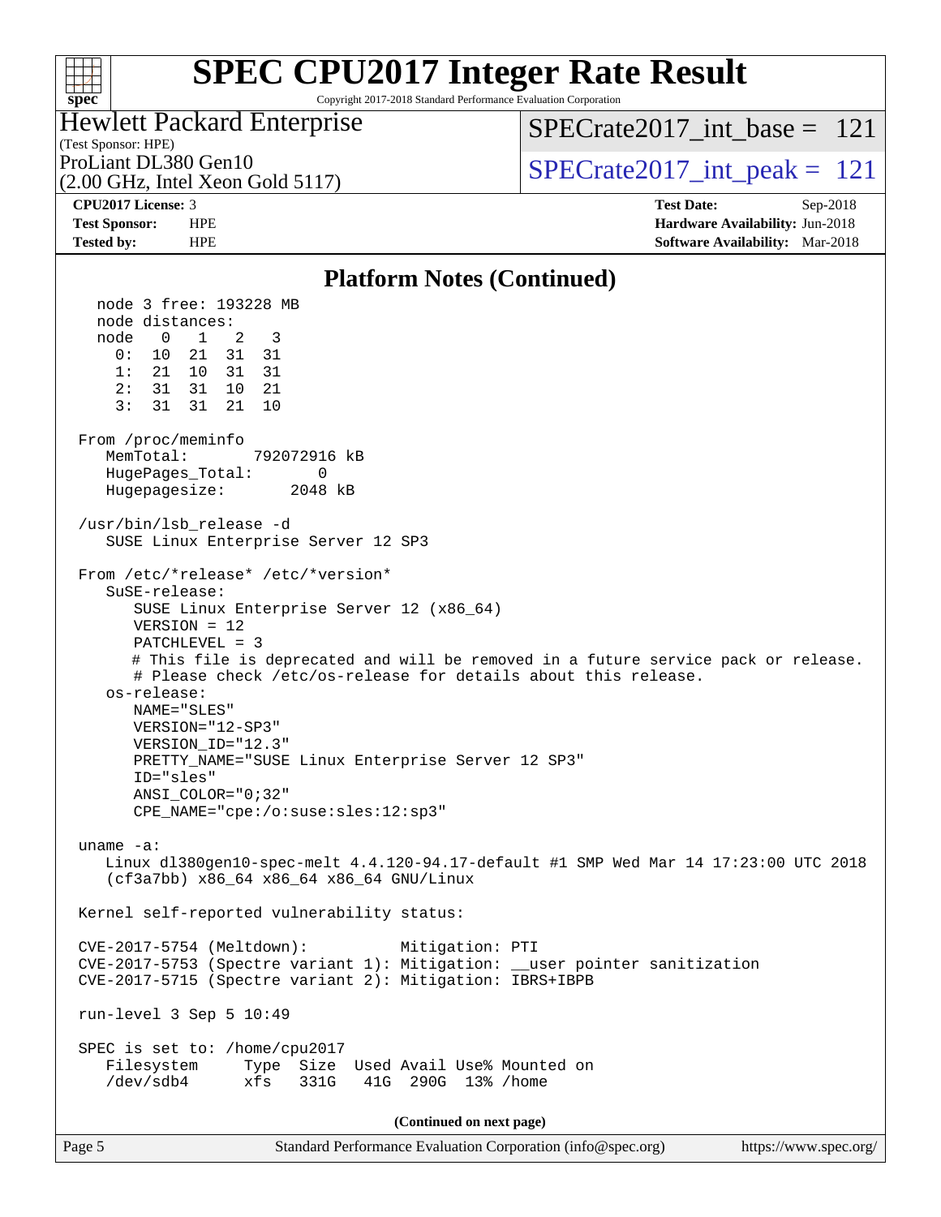# Platform Notes (Continued)

```
   node 3 free: 193228 MB
   node distances:
   node   0   1   2   3
     0:  10  21  31  31
     1:  21  10  31  31
     2:  31  31  10  21
     3:  31  31  21  10

 From /proc/meminfo
    MemTotal:       792072916 kB
    HugePages_Total:       0
    Hugepagesize:       2048 kB

 /usr/bin/lsb_release -d
    SUSE Linux Enterprise Server 12 SP3

 From /etc/*release* /etc/*version*
    SuSE-release:
       SUSE Linux Enterprise Server 12 (x86_64)
       VERSION = 12
       PATCHLEVEL = 3
       # This file is deprecated and will be removed in a future service pack or release.
       # Please check /etc/os-release for details about this release.
    os-release:
       NAME="SLES"
       VERSION="12-SP3"
       VERSION_ID="12.3"
       PRETTY_NAME="SUSE Linux Enterprise Server 12 SP3"
       ID="sles"
       ANSI_COLOR="0;32"
       CPE_NAME="cpe:/o:suse:sles:12:sp3"

 uname -a:
    Linux dl380gen10-spec-melt 4.4.120-94.17-default #1 SMP Wed Mar 14 17:23:00 UTC 2018
    (cf3a7bb) x86_64 x86_64 x86_64 GNU/Linux

 Kernel self-reported vulnerability status:

 CVE-2017-5754 (Meltdown):          Mitigation: PTI
 CVE-2017-5753 (Spectre variant 1): Mitigation: __user pointer sanitization
 CVE-2017-5715 (Spectre variant 2): Mitigation: IBRS+IBPB

 run-level 3 Sep 5 10:49

 SPEC is set to: /home/cpu2017
    Filesystem     Type  Size  Used Avail Use% Mounted on
    /dev/sdb4      xfs   331G   41G  290G  13% /home
```

(Continued on next page)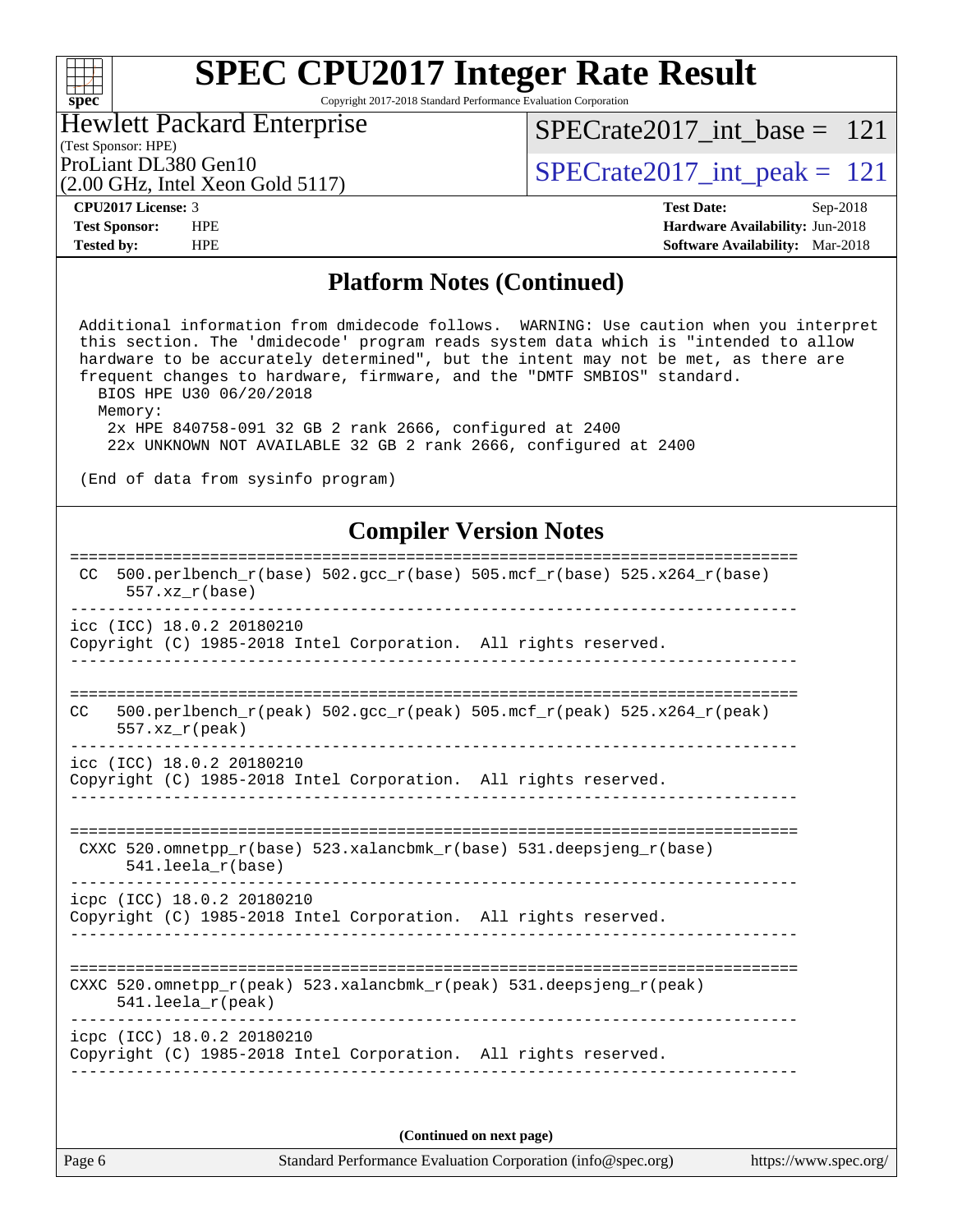## Platform Notes (Continued)

```
 Additional information from dmidecode follows.  WARNING: Use caution when you interpret
 this section. The 'dmidecode' program reads system data which is "intended to allow
 hardware to be accurately determined", but the intent may not be met, as there are
 frequent changes to hardware, firmware, and the "DMTF SMBIOS" standard.
   BIOS HPE U30 06/20/2018
   Memory:
    2x HPE 840758-091 32 GB 2 rank 2666, configured at 2400
    22x UNKNOWN NOT AVAILABLE 32 GB 2 rank 2666, configured at 2400

 (End of data from sysinfo program)
```

## Compiler Version Notes

```
==============================================================================
 CC  500.perlbench_r(base) 502.gcc_r(base) 505.mcf_r(base) 525.x264_r(base)
      557.xz_r(base)
------------------------------------------------------------------------------
icc (ICC) 18.0.2 20180210
Copyright (C) 1985-2018 Intel Corporation.  All rights reserved.
------------------------------------------------------------------------------

==============================================================================
CC   500.perlbench_r(peak) 502.gcc_r(peak) 505.mcf_r(peak) 525.x264_r(peak)
      557.xz_r(peak)
------------------------------------------------------------------------------
icc (ICC) 18.0.2 20180210
Copyright (C) 1985-2018 Intel Corporation.  All rights reserved.
------------------------------------------------------------------------------

==============================================================================
 CXXC 520.omnetpp_r(base) 523.xalancbmk_r(base) 531.deepsjeng_r(base)
      541.leela_r(base)
------------------------------------------------------------------------------
icpc (ICC) 18.0.2 20180210
Copyright (C) 1985-2018 Intel Corporation.  All rights reserved.
------------------------------------------------------------------------------

==============================================================================
CXXC 520.omnetpp_r(peak) 523.xalancbmk_r(peak) 531.deepsjeng_r(peak)
     541.leela_r(peak)
------------------------------------------------------------------------------
icpc (ICC) 18.0.2 20180210
Copyright (C) 1985-2018 Intel Corporation.  All rights reserved.
------------------------------------------------------------------------------
```

**(Continued on next page)**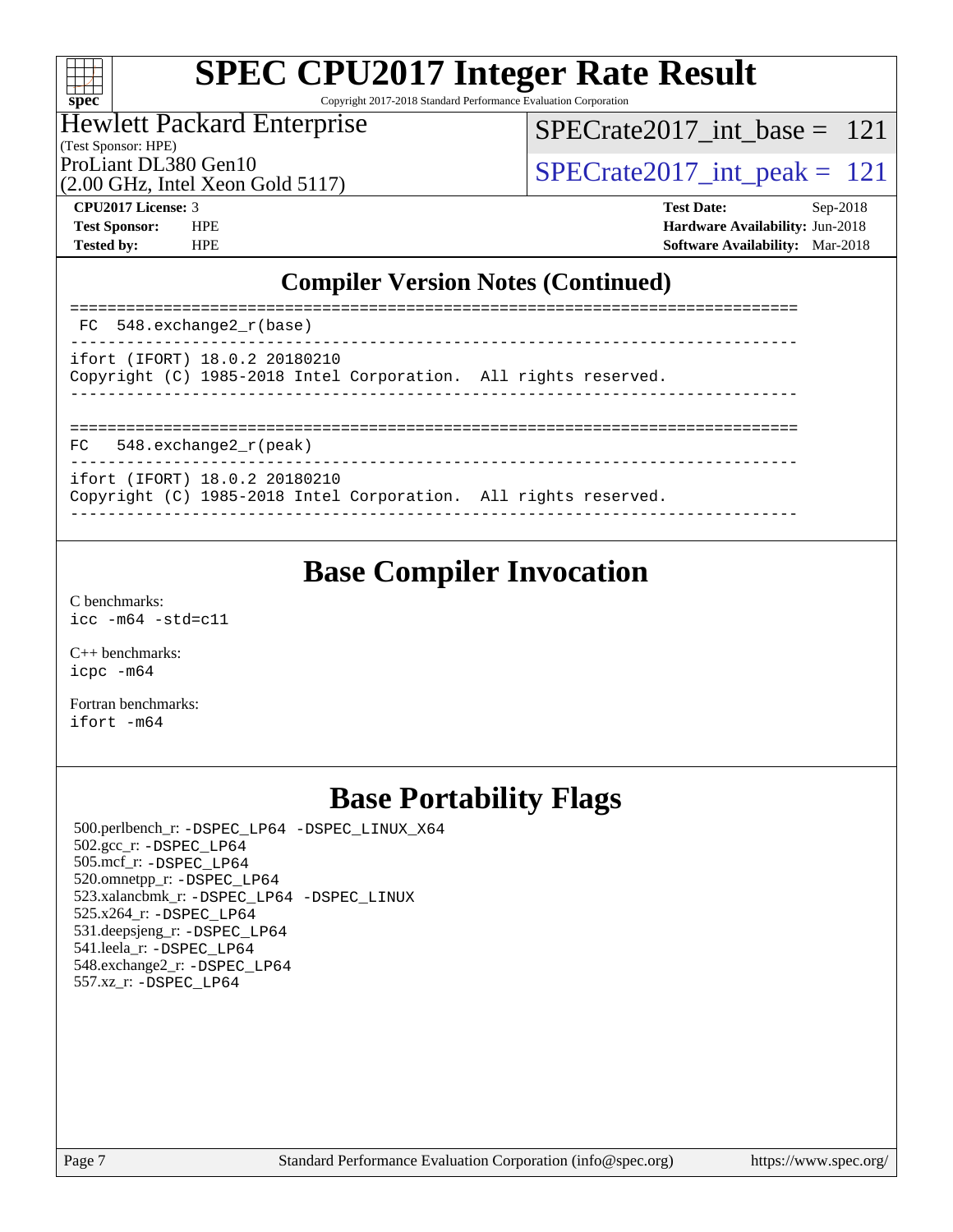## Compiler Version Notes (Continued)

```
==============================================================================
 FC  548.exchange2_r(base)
------------------------------------------------------------------------------
ifort (IFORT) 18.0.2 20180210
Copyright (C) 1985-2018 Intel Corporation.  All rights reserved.
------------------------------------------------------------------------------

==============================================================================
FC   548.exchange2_r(peak)
------------------------------------------------------------------------------
ifort (IFORT) 18.0.2 20180210
Copyright (C) 1985-2018 Intel Corporation.  All rights reserved.
------------------------------------------------------------------------------
```

# Base Compiler Invocation

C benchmarks:
`icc -m64 -std=c11`

C++ benchmarks:
`icpc -m64`

Fortran benchmarks:
`ifort -m64`

# Base Portability Flags

500.perlbench_r: `-DSPEC_LP64 -DSPEC_LINUX_X64`
502.gcc_r: `-DSPEC_LP64`
505.mcf_r: `-DSPEC_LP64`
520.omnetpp_r: `-DSPEC_LP64`
523.xalancbmk_r: `-DSPEC_LP64 -DSPEC_LINUX`
525.x264_r: `-DSPEC_LP64`
531.deepsjeng_r: `-DSPEC_LP64`
541.leela_r: `-DSPEC_LP64`
548.exchange2_r: `-DSPEC_LP64`
557.xz_r: `-DSPEC_LP64`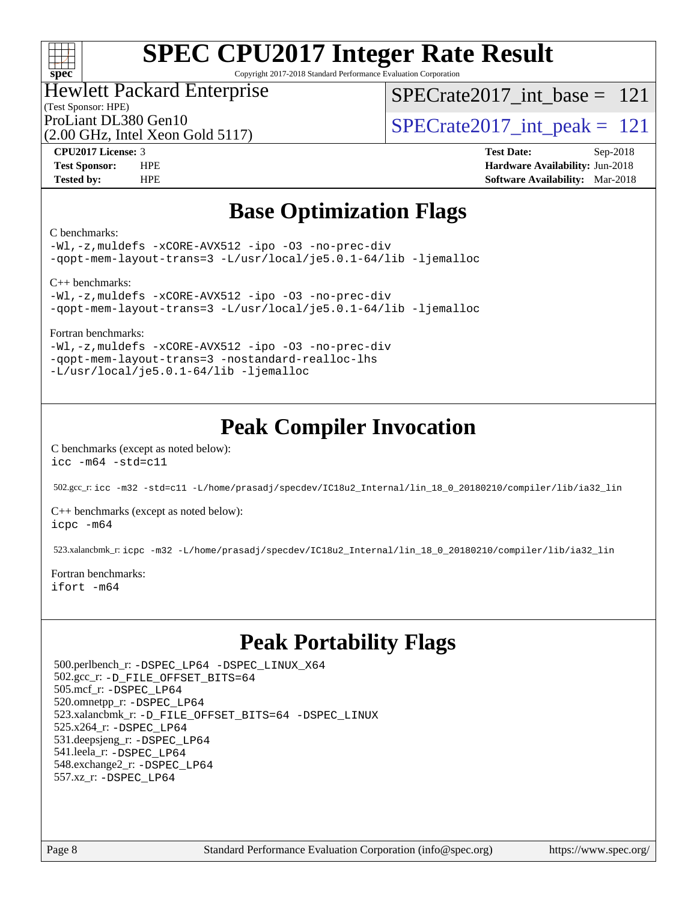# SPEC CPU2017 Integer Rate Result

Copyright 2017-2018 Standard Performance Evaluation Corporation

Hewlett Packard Enterprise
(Test Sponsor: HPE)
ProLiant DL380 Gen10
(2.00 GHz, Intel Xeon Gold 5117)

SPECrate2017_int_base = 121

SPECrate2017_int_peak = 121

**CPU2017 License:** 3
**Test Sponsor:** HPE
**Tested by:** HPE

**Test Date:** Sep-2018
**Hardware Availability:** Jun-2018
**Software Availability:** Mar-2018

## Base Optimization Flags

C benchmarks:
```
-Wl,-z,muldefs -xCORE-AVX512 -ipo -O3 -no-prec-div
-qopt-mem-layout-trans=3 -L/usr/local/je5.0.1-64/lib -ljemalloc
```

C++ benchmarks:
```
-Wl,-z,muldefs -xCORE-AVX512 -ipo -O3 -no-prec-div
-qopt-mem-layout-trans=3 -L/usr/local/je5.0.1-64/lib -ljemalloc
```

Fortran benchmarks:
```
-Wl,-z,muldefs -xCORE-AVX512 -ipo -O3 -no-prec-div
-qopt-mem-layout-trans=3 -nostandard-realloc-lhs
-L/usr/local/je5.0.1-64/lib -ljemalloc
```

## Peak Compiler Invocation

C benchmarks (except as noted below):
```
icc -m64 -std=c11
```

502.gcc_r: `icc -m32 -std=c11 -L/home/prasadj/specdev/IC18u2_Internal/lin_18_0_20180210/compiler/lib/ia32_lin`

C++ benchmarks (except as noted below):
```
icpc -m64
```

523.xalancbmk_r: `icpc -m32 -L/home/prasadj/specdev/IC18u2_Internal/lin_18_0_20180210/compiler/lib/ia32_lin`

Fortran benchmarks:
```
ifort -m64
```

## Peak Portability Flags

500.perlbench_r: -DSPEC_LP64 -DSPEC_LINUX_X64
502.gcc_r: -D_FILE_OFFSET_BITS=64
505.mcf_r: -DSPEC_LP64
520.omnetpp_r: -DSPEC_LP64
523.xalancbmk_r: -D_FILE_OFFSET_BITS=64 -DSPEC_LINUX
525.x264_r: -DSPEC_LP64
531.deepsjeng_r: -DSPEC_LP64
541.leela_r: -DSPEC_LP64
548.exchange2_r: -DSPEC_LP64
557.xz_r: -DSPEC_LP64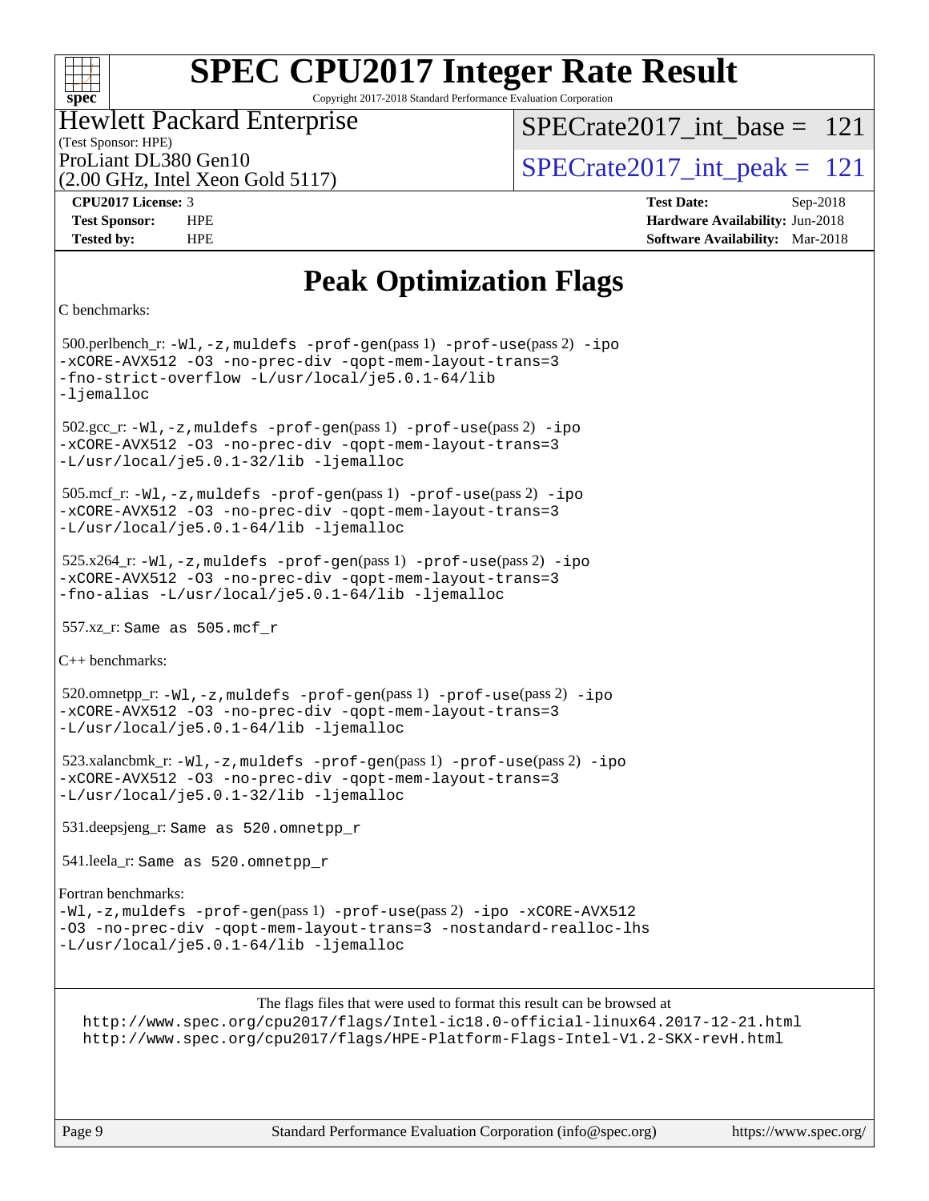# SPEC CPU2017 Integer Rate Result

Copyright 2017-2018 Standard Performance Evaluation Corporation

**Hewlett Packard Enterprise**
(Test Sponsor: HPE)
ProLiant DL380 Gen10
(2.00 GHz, Intel Xeon Gold 5117)

SPECrate2017_int_base = 121

SPECrate2017_int_peak = 121

| | | | |
|---|---|---|---|
| **CPU2017 License:** | 3 | **Test Date:** | Sep-2018 |
| **Test Sponsor:** | HPE | **Hardware Availability:** | Jun-2018 |
| **Tested by:** | HPE | **Software Availability:** | Mar-2018 |

## Peak Optimization Flags

C benchmarks:

500.perlbench_r: `-Wl,-z,muldefs -prof-gen(pass 1) -prof-use(pass 2) -ipo -xCORE-AVX512 -O3 -no-prec-div -qopt-mem-layout-trans=3 -fno-strict-overflow -L/usr/local/je5.0.1-64/lib -ljemalloc`

502.gcc_r: `-Wl,-z,muldefs -prof-gen(pass 1) -prof-use(pass 2) -ipo -xCORE-AVX512 -O3 -no-prec-div -qopt-mem-layout-trans=3 -L/usr/local/je5.0.1-32/lib -ljemalloc`

505.mcf_r: `-Wl,-z,muldefs -prof-gen(pass 1) -prof-use(pass 2) -ipo -xCORE-AVX512 -O3 -no-prec-div -qopt-mem-layout-trans=3 -L/usr/local/je5.0.1-64/lib -ljemalloc`

525.x264_r: `-Wl,-z,muldefs -prof-gen(pass 1) -prof-use(pass 2) -ipo -xCORE-AVX512 -O3 -no-prec-div -qopt-mem-layout-trans=3 -fno-alias -L/usr/local/je5.0.1-64/lib -ljemalloc`

557.xz_r: `Same as 505.mcf_r`

C++ benchmarks:

520.omnetpp_r: `-Wl,-z,muldefs -prof-gen(pass 1) -prof-use(pass 2) -ipo -xCORE-AVX512 -O3 -no-prec-div -qopt-mem-layout-trans=3 -L/usr/local/je5.0.1-64/lib -ljemalloc`

523.xalancbmk_r: `-Wl,-z,muldefs -prof-gen(pass 1) -prof-use(pass 2) -ipo -xCORE-AVX512 -O3 -no-prec-div -qopt-mem-layout-trans=3 -L/usr/local/je5.0.1-32/lib -ljemalloc`

531.deepsjeng_r: `Same as 520.omnetpp_r`

541.leela_r: `Same as 520.omnetpp_r`

Fortran benchmarks:

`-Wl,-z,muldefs -prof-gen(pass 1) -prof-use(pass 2) -ipo -xCORE-AVX512 -O3 -no-prec-div -qopt-mem-layout-trans=3 -nostandard-realloc-lhs -L/usr/local/je5.0.1-64/lib -ljemalloc`

The flags files that were used to format this result can be browsed at
http://www.spec.org/cpu2017/flags/Intel-ic18.0-official-linux64.2017-12-21.html
http://www.spec.org/cpu2017/flags/HPE-Platform-Flags-Intel-V1.2-SKX-revH.html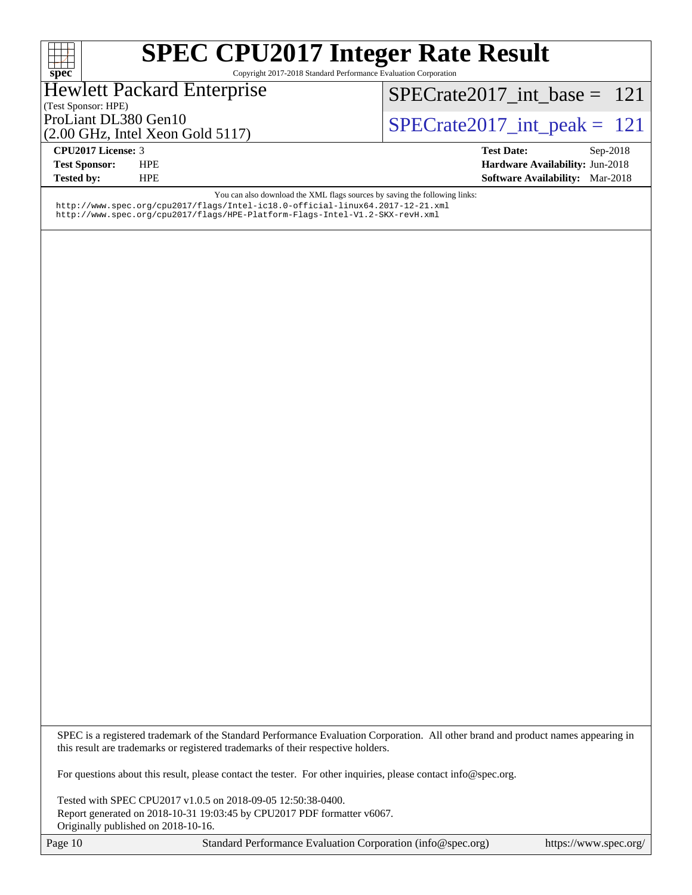You can also download the XML flags sources by saving the following links:

http://www.spec.org/cpu2017/flags/Intel-ic18.0-official-linux64.2017-12-21.xml
http://www.spec.org/cpu2017/flags/HPE-Platform-Flags-Intel-V1.2-SKX-revH.xml

SPEC is a registered trademark of the Standard Performance Evaluation Corporation. All other brand and product names appearing in this result are trademarks or registered trademarks of their respective holders.

For questions about this result, please contact the tester. For other inquiries, please contact info@spec.org.

Tested with SPEC CPU2017 v1.0.5 on 2018-09-05 12:50:38-0400.
Report generated on 2018-10-31 19:03:45 by CPU2017 PDF formatter v6067.
Originally published on 2018-10-16.